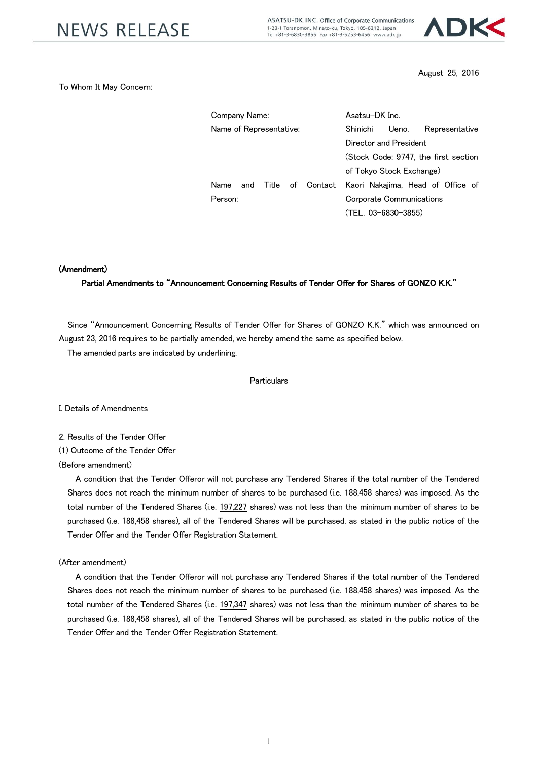NEWS RELEASE

ASATSU-DK INC. Office of Corporate Communications
1-23-1 Toranomon, Minato-ku, Tokyo, 105-6312, Japan
Tel +81-3-6830-3855 Fax +81-3-5253-6456 www.adk.jp

August 25, 2016

To Whom It May Concern:

| | |
|---|---|
| Company Name: | Asatsu-DK Inc. |
| Name of Representative: | Shinichi Ueno, Representative Director and President (Stock Code: 9747, the first section of Tokyo Stock Exchange) |
| Name and Title of Contact Person: | Kaori Nakajima, Head of Office of Corporate Communications (TEL. 03-6830-3855) |

**(Amendment)**

**Partial Amendments to "Announcement Concerning Results of Tender Offer for Shares of GONZO K.K."**

Since "Announcement Concerning Results of Tender Offer for Shares of GONZO K.K." which was announced on August 23, 2016 requires to be partially amended, we hereby amend the same as specified below.

The amended parts are indicated by underlining.

Particulars

I. Details of Amendments

2. Results of the Tender Offer

(1) Outcome of the Tender Offer

(Before amendment)

A condition that the Tender Offeror will not purchase any Tendered Shares if the total number of the Tendered Shares does not reach the minimum number of shares to be purchased (i.e. 188,458 shares) was imposed. As the total number of the Tendered Shares (i.e. <u>197,227</u> shares) was not less than the minimum number of shares to be purchased (i.e. 188,458 shares), all of the Tendered Shares will be purchased, as stated in the public notice of the Tender Offer and the Tender Offer Registration Statement.

(After amendment)

A condition that the Tender Offeror will not purchase any Tendered Shares if the total number of the Tendered Shares does not reach the minimum number of shares to be purchased (i.e. 188,458 shares) was imposed. As the total number of the Tendered Shares (i.e. <u>197,347</u> shares) was not less than the minimum number of shares to be purchased (i.e. 188,458 shares), all of the Tendered Shares will be purchased, as stated in the public notice of the Tender Offer and the Tender Offer Registration Statement.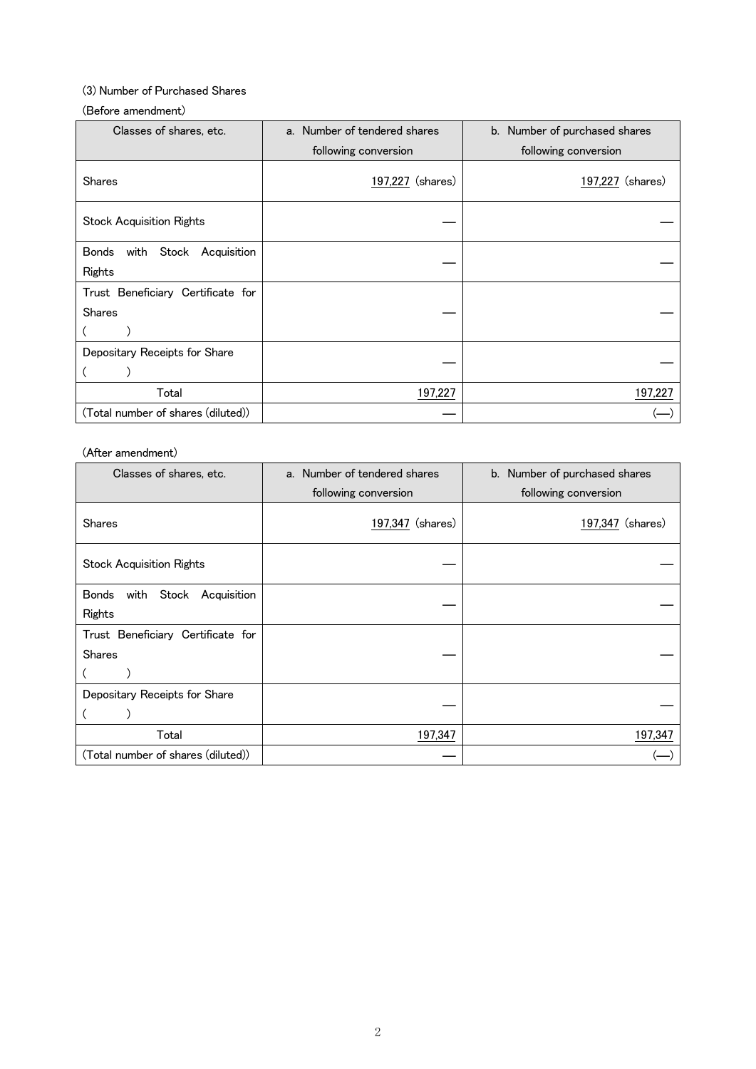(3) Number of Purchased Shares

(Before amendment)

| Classes of shares, etc. | a. Number of tendered shares following conversion | b. Number of purchased shares following conversion |
|---|---|---|
| Shares | 197,227 (shares) | 197,227 (shares) |
| Stock Acquisition Rights | ― | ― |
| Bonds with Stock Acquisition Rights | ― | ― |
| Trust Beneficiary Certificate for Shares ( ) | ― | ― |
| Depositary Receipts for Share ( ) | ― | ― |
| Total | 197,227 | 197,227 |
| (Total number of shares (diluted)) | ― | (―) |

(After amendment)

| Classes of shares, etc. | a. Number of tendered shares following conversion | b. Number of purchased shares following conversion |
|---|---|---|
| Shares | 197,347 (shares) | 197,347 (shares) |
| Stock Acquisition Rights | ― | ― |
| Bonds with Stock Acquisition Rights | ― | ― |
| Trust Beneficiary Certificate for Shares ( ) | ― | ― |
| Depositary Receipts for Share ( ) | ― | ― |
| Total | 197,347 | 197,347 |
| (Total number of shares (diluted)) | ― | (―) |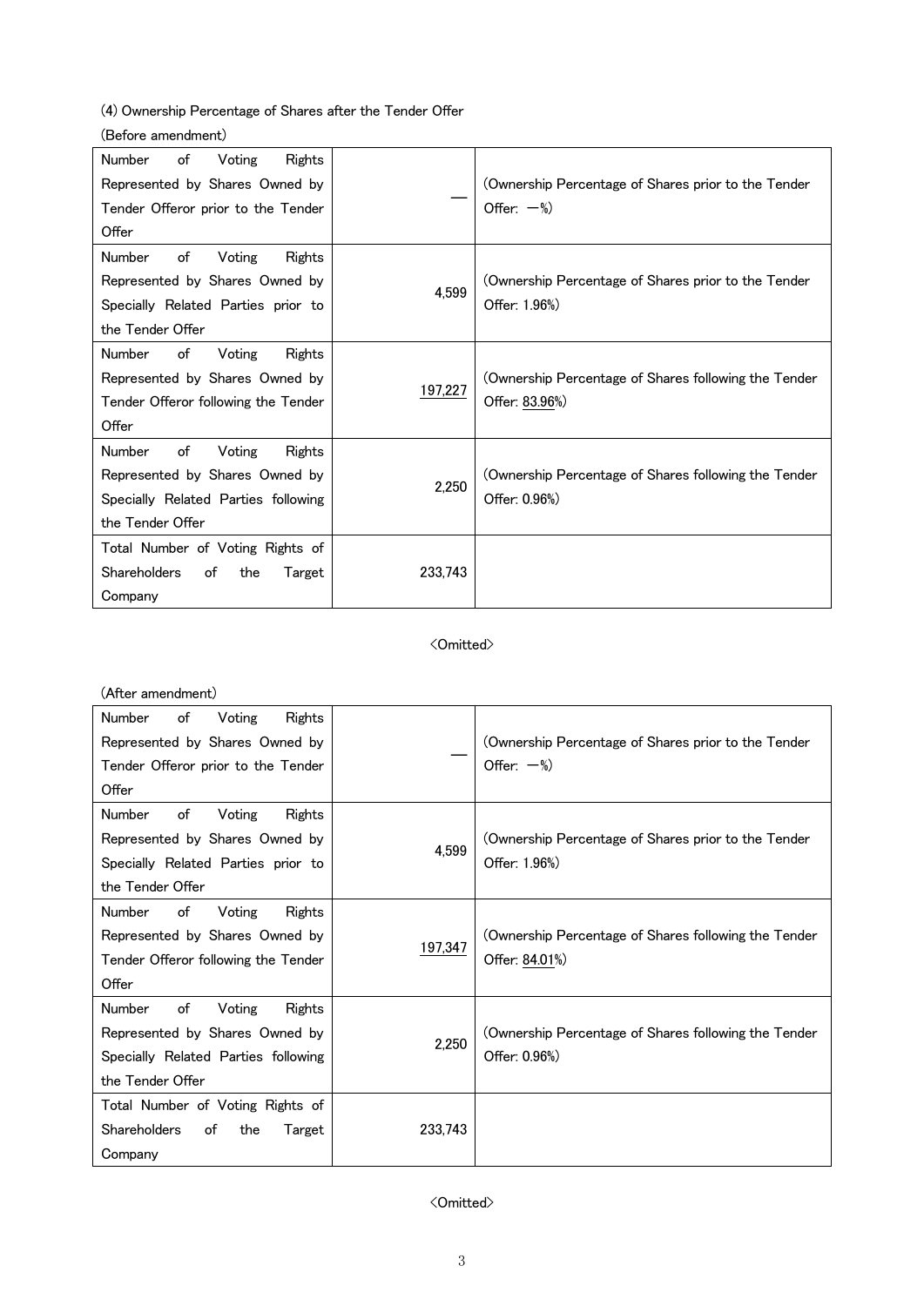(4) Ownership Percentage of Shares after the Tender Offer

(Before amendment)

| | | |
|---|---|---|
| Number of Voting Rights Represented by Shares Owned by Tender Offeror prior to the Tender Offer | — | (Ownership Percentage of Shares prior to the Tender Offer: －%) |
| Number of Voting Rights Represented by Shares Owned by Specially Related Parties prior to the Tender Offer | 4,599 | (Ownership Percentage of Shares prior to the Tender Offer: 1.96%) |
| Number of Voting Rights Represented by Shares Owned by Tender Offeror following the Tender Offer | 197,227 | (Ownership Percentage of Shares following the Tender Offer: 83.96%) |
| Number of Voting Rights Represented by Shares Owned by Specially Related Parties following the Tender Offer | 2,250 | (Ownership Percentage of Shares following the Tender Offer: 0.96%) |
| Total Number of Voting Rights of Shareholders of the Target Company | 233,743 | |

<Omitted>

(After amendment)

| | | |
|---|---|---|
| Number of Voting Rights Represented by Shares Owned by Tender Offeror prior to the Tender Offer | — | (Ownership Percentage of Shares prior to the Tender Offer: －%) |
| Number of Voting Rights Represented by Shares Owned by Specially Related Parties prior to the Tender Offer | 4,599 | (Ownership Percentage of Shares prior to the Tender Offer: 1.96%) |
| Number of Voting Rights Represented by Shares Owned by Tender Offeror following the Tender Offer | 197,347 | (Ownership Percentage of Shares following the Tender Offer: 84.01%) |
| Number of Voting Rights Represented by Shares Owned by Specially Related Parties following the Tender Offer | 2,250 | (Ownership Percentage of Shares following the Tender Offer: 0.96%) |
| Total Number of Voting Rights of Shareholders of the Target Company | 233,743 | |

<Omitted>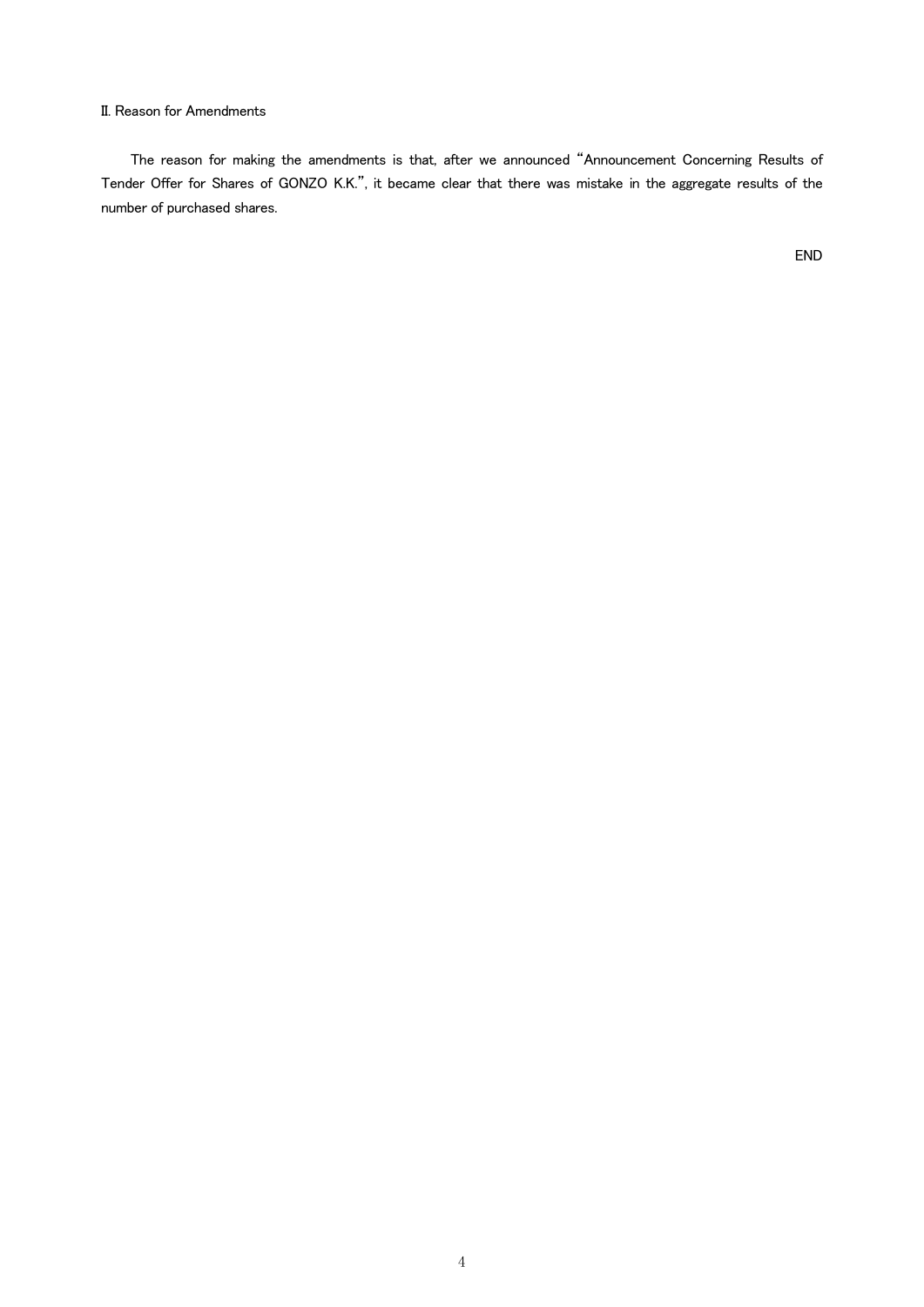## II. Reason for Amendments

The reason for making the amendments is that, after we announced "Announcement Concerning Results of Tender Offer for Shares of GONZO K.K.", it became clear that there was mistake in the aggregate results of the number of purchased shares.

END